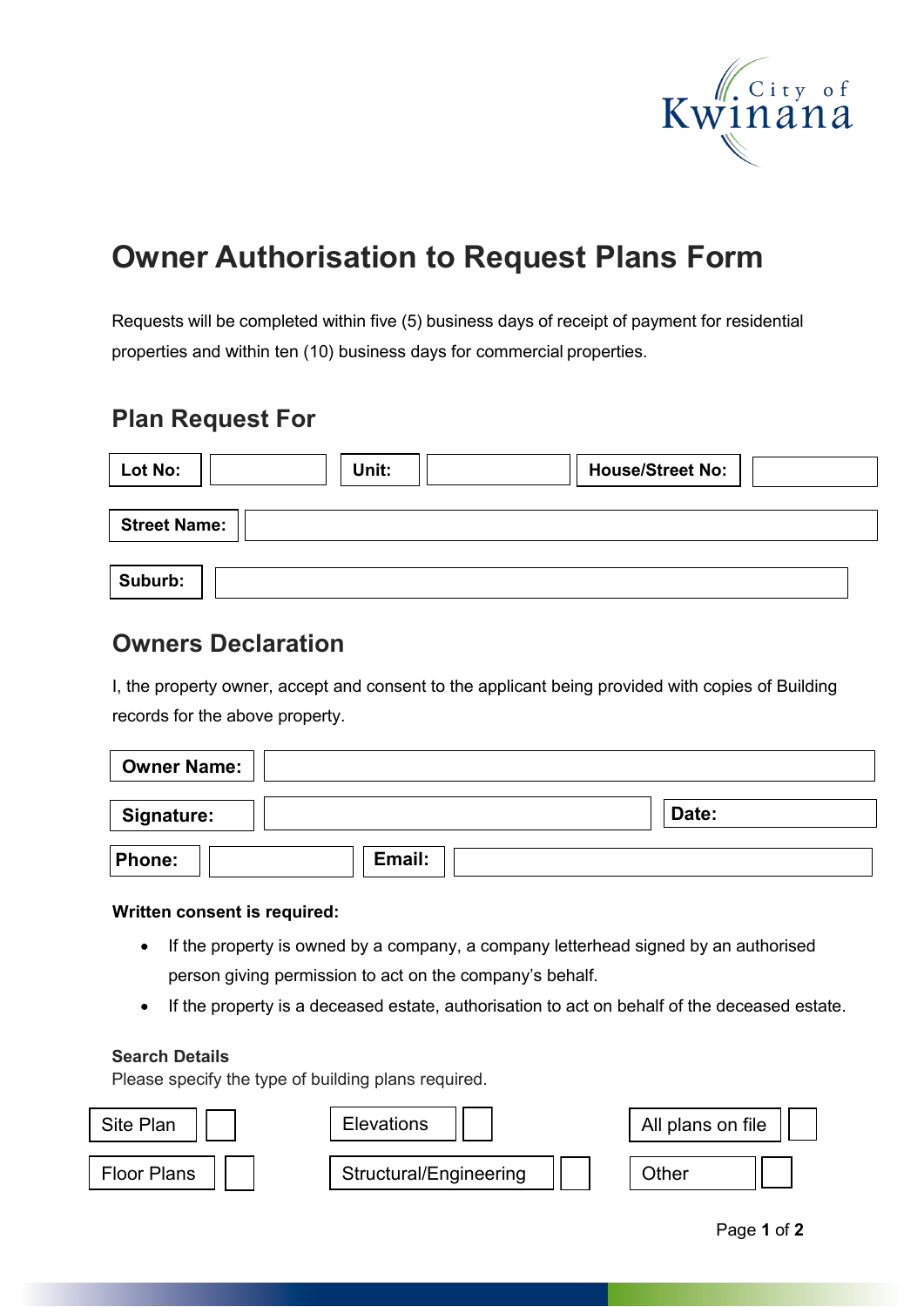City of Kwinana

# Owner Authorisation to Request Plans Form

Requests will be completed within five (5) business days of receipt of payment for residential properties and within ten (10) business days for commercial properties.

## Plan Request For

| **Lot No:** | | **Unit:** | | **House/Street No:** | |
|---|---|---|---|---|---|

| **Street Name:** | |
|---|---|

| **Suburb:** | |
|---|---|

## Owners Declaration

I, the property owner, accept and consent to the applicant being provided with copies of Building records for the above property.

| **Owner Name:** | |
|---|---|

| **Signature:** | | **Date:** |
|---|---|---|

| **Phone:** | | **Email:** | |
|---|---|---|---|

**Written consent is required:**

- If the property is owned by a company, a company letterhead signed by an authorised person giving permission to act on the company's behalf.
- If the property is a deceased estate, authorisation to act on behalf of the deceased estate.

**Search Details**

Please specify the type of building plans required.

| Site Plan | ☐ | Elevations | ☐ | All plans on file | ☐ |
|---|---|---|---|---|---|
| Floor Plans | ☐ | Structural/Engineering | ☐ | Other | ☐ |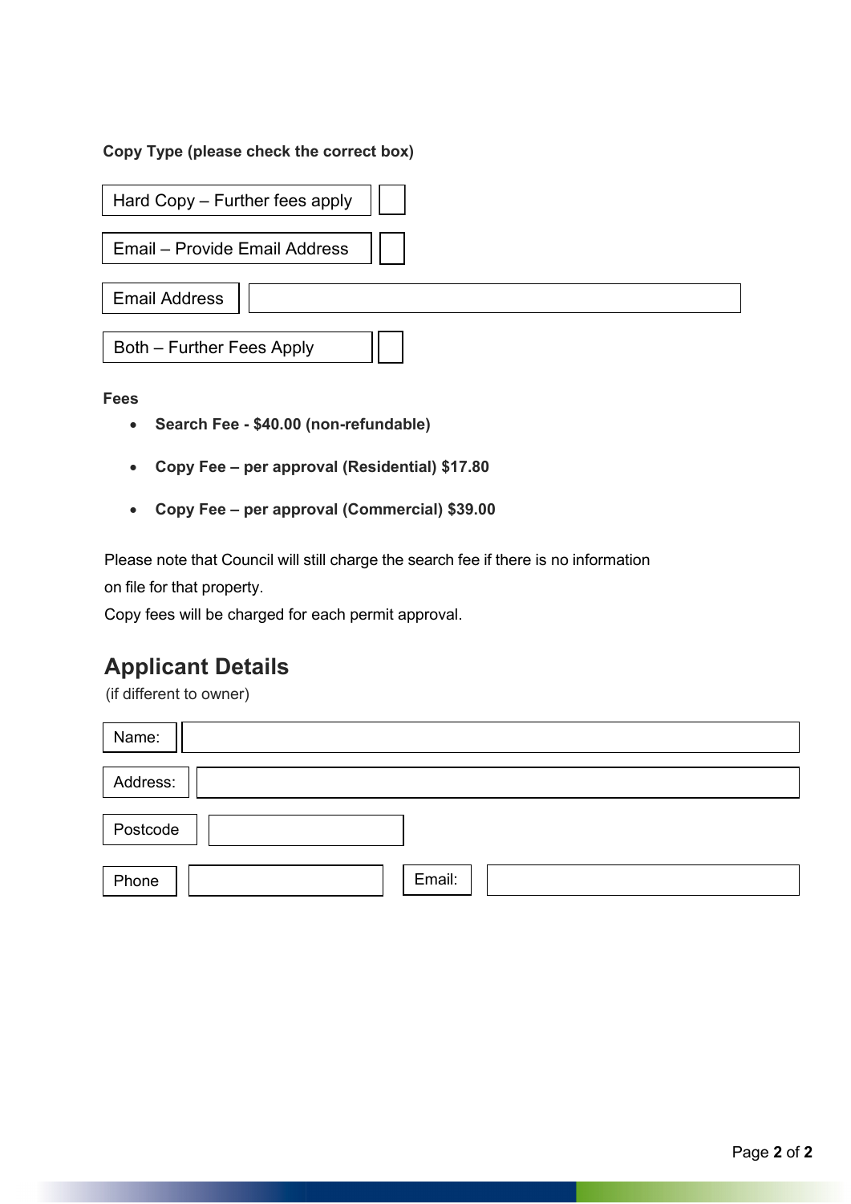**Copy Type (please check the correct box)**

| | |
|---|---|
| Hard Copy – Further fees apply | ☐ |
| Email – Provide Email Address | ☐ |
| Email Address | |
| Both – Further Fees Apply | ☐ |

**Fees**

- **Search Fee - $40.00 (non-refundable)**
- **Copy Fee – per approval (Residential) $17.80**
- **Copy Fee – per approval (Commercial) $39.00**

Please note that Council will still charge the search fee if there is no information on file for that property.
Copy fees will be charged for each permit approval.

## Applicant Details

(if different to owner)

| | | | |
|---|---|---|---|
| Name: | | | |
| Address: | | | |
| Postcode | | | |
| Phone | | Email: | |